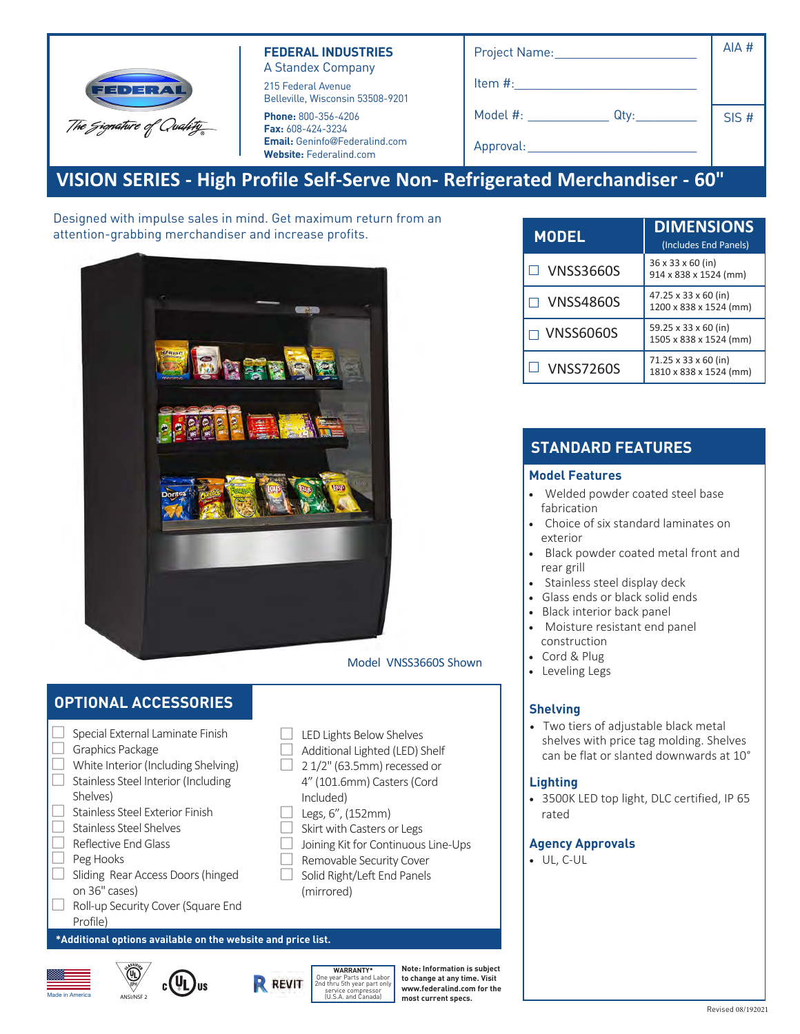**FEDERAL INDUSTRIES**
A Standex Company

215 Federal Avenue
Belleville, Wisconsin 53508-9201

**Phone:** 800-356-4206
**Fax:** 608-424-3234
**Email:** Geninfo@Federalind.com
**Website:** Federalind.com

Project Name:\_\_\_\_\_\_\_\_\_\_\_\_\_\_\_\_\_\_\_\_

Item #:\_\_\_\_\_\_\_\_\_\_\_\_\_\_\_\_\_\_\_\_

Model #: \_\_\_\_\_\_\_\_\_\_ Qty:\_\_\_\_\_\_\_\_

Approval:\_\_\_\_\_\_\_\_\_\_\_\_\_\_\_\_\_\_\_\_

AIA #

SIS #

# VISION SERIES - High Profile Self-Serve Non- Refrigerated Merchandiser - 60"

Designed with impulse sales in mind. Get maximum return from an attention-grabbing merchandiser and increase profits.

Model VNSS3660S Shown

| MODEL | DIMENSIONS (Includes End Panels) |
|---|---|
| ☐ VNSS3660S | 36 x 33 x 60 (in) 914 x 838 x 1524 (mm) |
| ☐ VNSS4860S | 47.25 x 33 x 60 (in) 1200 x 838 x 1524 (mm) |
| ☐ VNSS6060S | 59.25 x 33 x 60 (in) 1505 x 838 x 1524 (mm) |
| ☐ VNSS7260S | 71.25 x 33 x 60 (in) 1810 x 838 x 1524 (mm) |

## OPTIONAL ACCESSORIES

- ☐ Special External Laminate Finish
- ☐ Graphics Package
- ☐ White Interior (Including Shelving)
- ☐ Stainless Steel Interior (Including Shelves)
- ☐ Stainless Steel Exterior Finish
- ☐ Stainless Steel Shelves
- ☐ Reflective End Glass
- ☐ Peg Hooks
- ☐ Sliding Rear Access Doors (hinged on 36" cases)
- ☐ Roll-up Security Cover (Square End Profile)
- ☐ LED Lights Below Shelves
- ☐ Additional Lighted (LED) Shelf
- ☐ 2 1/2" (63.5mm) recessed or 4" (101.6mm) Casters (Cord Included)
- ☐ Legs, 6", (152mm)
- ☐ Skirt with Casters or Legs
- ☐ Joining Kit for Continuous Line-Ups
- ☐ Removable Security Cover
- ☐ Solid Right/Left End Panels (mirrored)

**\*Additional options available on the website and price list.**

## STANDARD FEATURES

### Model Features

- Welded powder coated steel base fabrication
- Choice of six standard laminates on exterior
- Black powder coated metal front and rear grill
- Stainless steel display deck
- Glass ends or black solid ends
- Black interior back panel
- Moisture resistant end panel construction
- Cord & Plug
- Leveling Legs

### Shelving

- Two tiers of adjustable black metal shelves with price tag molding. Shelves can be flat or slanted downwards at 10°

### Lighting

- 3500K LED top light, DLC certified, IP 65 rated

### Agency Approvals

- UL, C-UL

Made in America

ANSI/NSF 2

**WARRANTY\***
One year Parts and Labor
2nd thru 5th year part only service compressor
(U.S.A. and Canada)

**Note: Information is subject to change at any time. Visit www.federalind.com for the most current specs.**

Revised 08/192021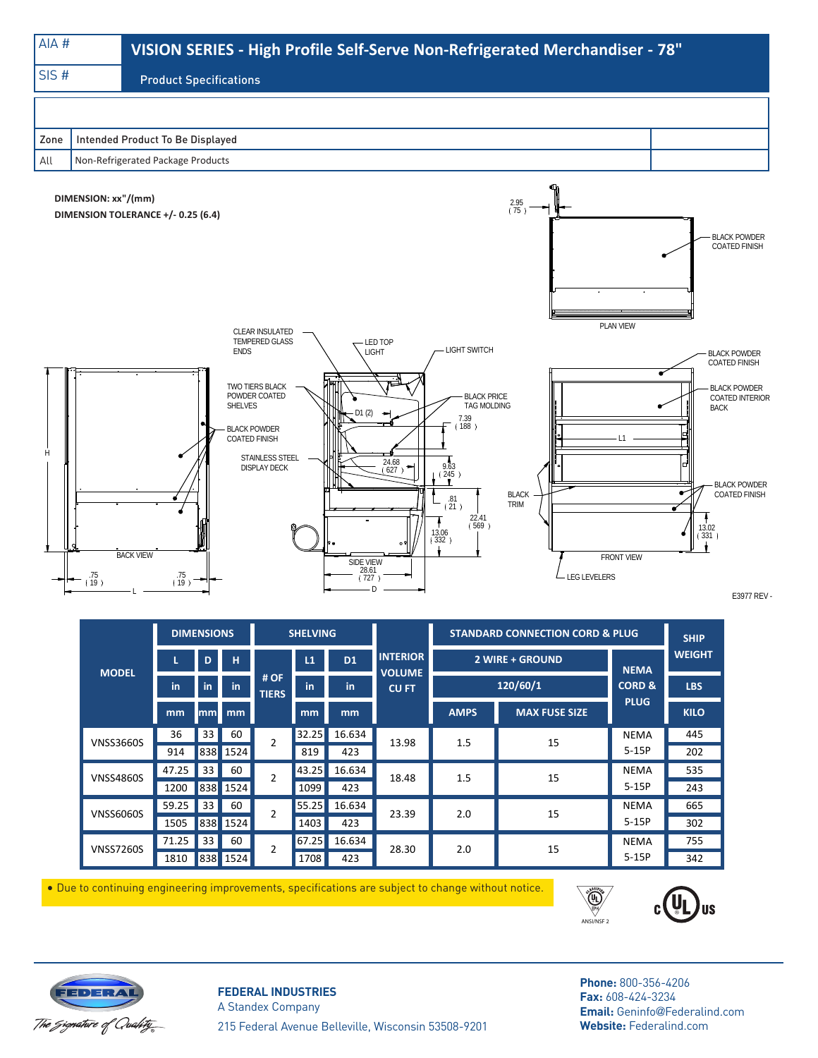| AIA # | VISION SERIES - High Profile Self-Serve Non-Refrigerated Merchandiser - 78" |
|---|---|
| SIS # | Product Specifications |

| Zone | Intended Product To Be Displayed | |
|---|---|---|
| All | Non-Refrigerated Package Products | |

**DIMENSION: xx"/(mm)**
**DIMENSION TOLERANCE +/- 0.25 (6.4)**

2.95 ( 75 )

BLACK POWDER COATED FINISH

PLAN VIEW

CLEAR INSULATED TEMPERED GLASS ENDS

LED TOP LIGHT

LIGHT SWITCH

BLACK POWDER COATED FINISH

TWO TIERS BLACK POWDER COATED SHELVES

D1 (2)

BLACK PRICE TAG MOLDING

7.39 ( 188 )

BLACK POWDER COATED INTERIOR BACK

BLACK POWDER COATED FINISH

L1

H

STAINLESS STEEL DISPLAY DECK

24.68 ( 627 )

9.63 ( 245 )

.81 ( 21 )

22.41 ( 569 )

BLACK TRIM

BLACK POWDER COATED FINISH

13.06 ( 332 )

13.02 ( 331 )

BACK VIEW

SIDE VIEW

28.61 ( 727 )

D

FRONT VIEW

LEG LEVELERS

.75 ( 19 )

.75 ( 19 )

L

E3977 REV -

| MODEL | DIMENSIONS | | | SHELVING | | | INTERIOR VOLUME CU FT | STANDARD CONNECTION CORD & PLUG | | | SHIP WEIGHT |
|---|---|---|---|---|---|---|---|---|---|---|---|
| | L | D | H | # OF TIERS | L1 | D1 | | 2 WIRE + GROUND | | NEMA CORD & PLUG | LBS / KILO |
| | in / mm | in / mm | in / mm | | in / mm | in / mm | | 120/60/1 AMPS | MAX FUSE SIZE | | |
| VNSS3660S | 36 / 914 | 33 / 838 | 60 / 1524 | 2 | 32.25 / 819 | 16.634 / 423 | 13.98 | 1.5 | 15 | NEMA 5-15P | 445 / 202 |
| VNSS4860S | 47.25 / 1200 | 33 / 838 | 60 / 1524 | 2 | 43.25 / 1099 | 16.634 / 423 | 18.48 | 1.5 | 15 | NEMA 5-15P | 535 / 243 |
| VNSS6060S | 59.25 / 1505 | 33 / 838 | 60 / 1524 | 2 | 55.25 / 1403 | 16.634 / 423 | 23.39 | 2.0 | 15 | NEMA 5-15P | 665 / 302 |
| VNSS7260S | 71.25 / 1810 | 33 / 838 | 60 / 1524 | 2 | 67.25 / 1708 | 16.634 / 423 | 28.30 | 2.0 | 15 | NEMA 5-15P | 755 / 342 |

- Due to continuing engineering improvements, specifications are subject to change without notice.

ANSI/NSF 2

c UL US

The Signature of Quality

**FEDERAL INDUSTRIES**
A Standex Company
215 Federal Avenue Belleville, Wisconsin 53508-9201

**Phone:** 800-356-4206
**Fax:** 608-424-3234
**Email:** Geninfo@Federalind.com
**Website:** Federalind.com